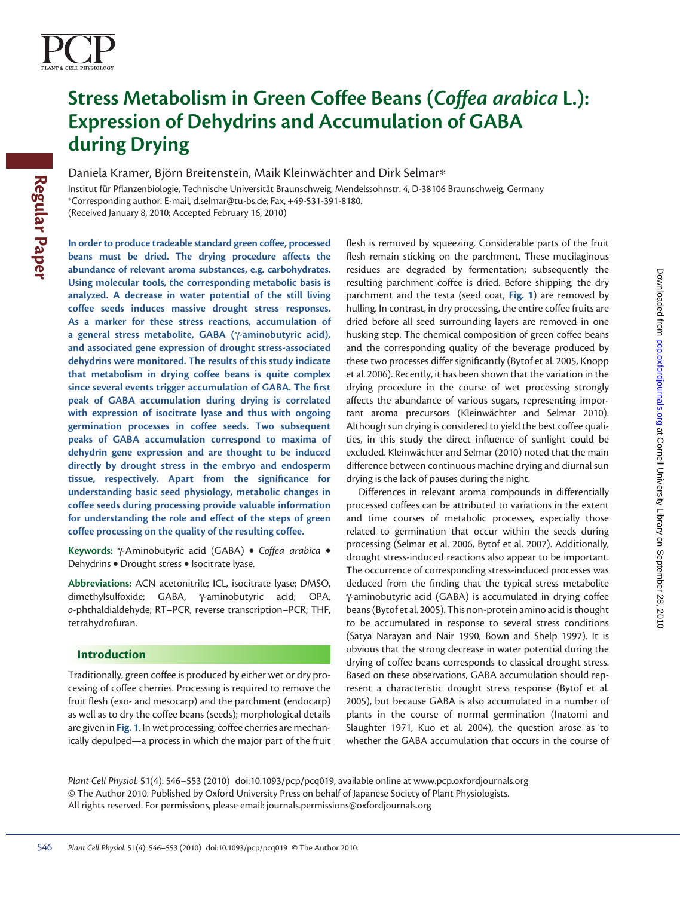# Stress Metabolism in Green Coffee Beans (*Coffea arabica* L.): Expression of Dehydrins and Accumulation of GABA during Drying

Daniela Kramer, Björn Breitenstein, Maik Kleinwächter and Dirk Selmar*

Institut für Pflanzenbiologie, Technische Universität Braunschweig, Mendelssohnstr. 4, D-38106 Braunschweig, Germany
*Corresponding author: E-mail, d.selmar@tu-bs.de; Fax, +49-531-391-8180.
(Received January 8, 2010; Accepted February 16, 2010)

**In order to produce tradeable standard green coffee, processed beans must be dried. The drying procedure affects the abundance of relevant aroma substances, e.g. carbohydrates. Using molecular tools, the corresponding metabolic basis is analyzed. A decrease in water potential of the still living coffee seeds induces massive drought stress responses. As a marker for these stress reactions, accumulation of a general stress metabolite, GABA (γ-aminobutyric acid), and associated gene expression of drought stress-associated dehydrins were monitored. The results of this study indicate that metabolism in drying coffee beans is quite complex since several events trigger accumulation of GABA. The first peak of GABA accumulation during drying is correlated with expression of isocitrate lyase and thus with ongoing germination processes in coffee seeds. Two subsequent peaks of GABA accumulation correspond to maxima of dehydrin gene expression and are thought to be induced directly by drought stress in the embryo and endosperm tissue, respectively. Apart from the significance for understanding basic seed physiology, metabolic changes in coffee seeds during processing provide valuable information for understanding the role and effect of the steps of green coffee processing on the quality of the resulting coffee.**

**Keywords:** γ-Aminobutyric acid (GABA) • *Coffea arabica* • Dehydrins • Drought stress • Isocitrate lyase.

**Abbreviations:** ACN acetonitrile; ICL, isocitrate lyase; DMSO, dimethylsulfoxide; GABA, γ-aminobutyric acid; OPA, *o*-phthaldialdehyde; RT–PCR, reverse transcription–PCR; THF, tetrahydrofuran.

## Introduction

Traditionally, green coffee is produced by either wet or dry processing of coffee cherries. Processing is required to remove the fruit flesh (exo- and mesocarp) and the parchment (endocarp) as well as to dry the coffee beans (seeds); morphological details are given in **Fig. 1**. In wet processing, coffee cherries are mechanically depulped—a process in which the major part of the fruit flesh is removed by squeezing. Considerable parts of the fruit flesh remain sticking on the parchment. These mucilaginous residues are degraded by fermentation; subsequently the resulting parchment coffee is dried. Before shipping, the dry parchment and the testa (seed coat, **Fig. 1**) are removed by hulling. In contrast, in dry processing, the entire coffee fruits are dried before all seed surrounding layers are removed in one husking step. The chemical composition of green coffee beans and the corresponding quality of the beverage produced by these two processes differ significantly (Bytof et al. 2005, Knopp et al. 2006). Recently, it has been shown that the variation in the drying procedure in the course of wet processing strongly affects the abundance of various sugars, representing important aroma precursors (Kleinwächter and Selmar 2010). Although sun drying is considered to yield the best coffee qualities, in this study the direct influence of sunlight could be excluded. Kleinwächter and Selmar (2010) noted that the main difference between continuous machine drying and diurnal sun drying is the lack of pauses during the night.

Differences in relevant aroma compounds in differentially processed coffees can be attributed to variations in the extent and time courses of metabolic processes, especially those related to germination that occur within the seeds during processing (Selmar et al. 2006, Bytof et al. 2007). Additionally, drought stress-induced reactions also appear to be important. The occurrence of corresponding stress-induced processes was deduced from the finding that the typical stress metabolite γ-aminobutyric acid (GABA) is accumulated in drying coffee beans (Bytof et al. 2005). This non-protein amino acid is thought to be accumulated in response to several stress conditions (Satya Narayan and Nair 1990, Bown and Shelp 1997). It is obvious that the strong decrease in water potential during the drying of coffee beans corresponds to classical drought stress. Based on these observations, GABA accumulation should represent a characteristic drought stress response (Bytof et al. 2005), but because GABA is also accumulated in a number of plants in the course of normal germination (Inatomi and Slaughter 1971, Kuo et al. 2004), the question arose as to whether the GABA accumulation that occurs in the course of

*Plant Cell Physiol.* 51(4): 546–553 (2010) doi:10.1093/pcp/pcq019, available online at www.pcp.oxfordjournals.org
© The Author 2010. Published by Oxford University Press on behalf of Japanese Society of Plant Physiologists.
All rights reserved. For permissions, please email: journals.permissions@oxfordjournals.org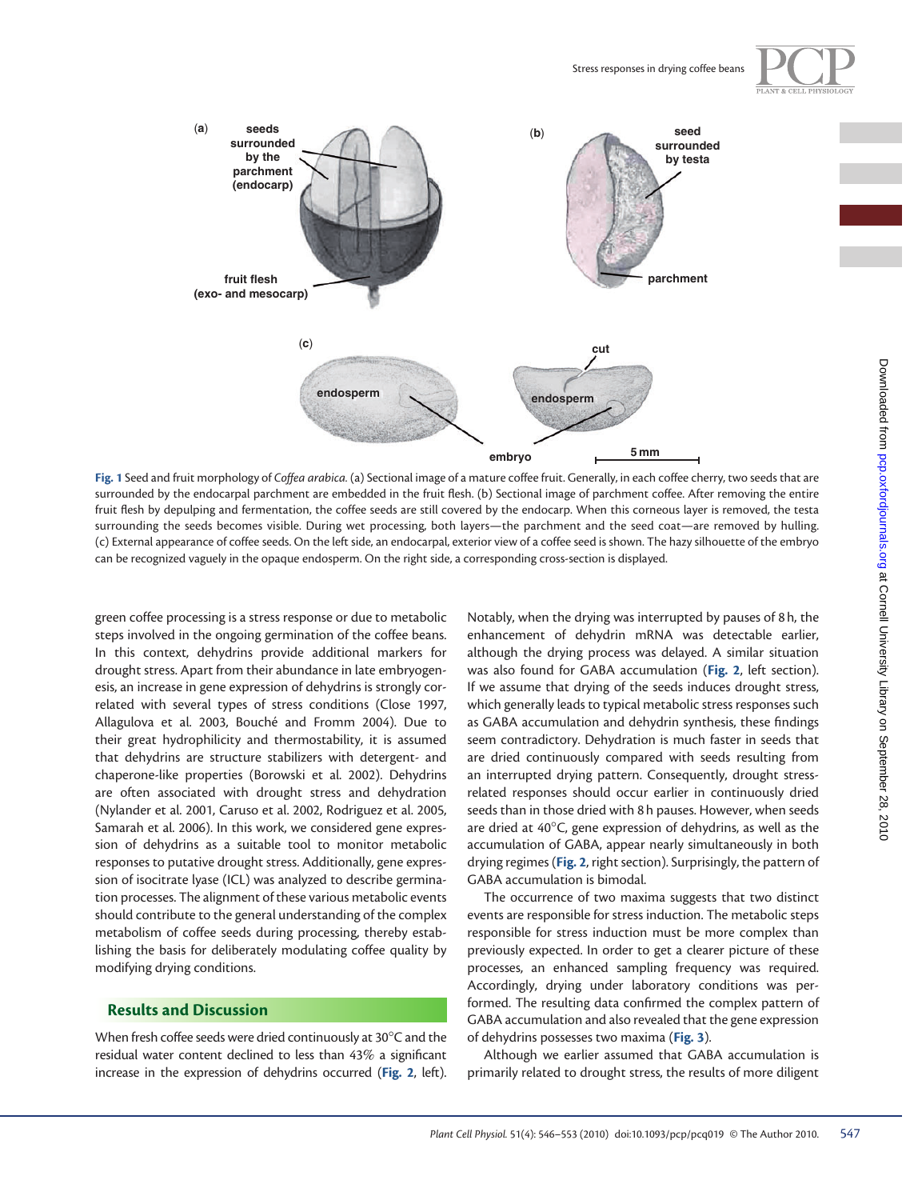**Fig. 1** Seed and fruit morphology of *Coffea arabica*. (a) Sectional image of a mature coffee fruit. Generally, in each coffee cherry, two seeds that are surrounded by the endocarpal parchment are embedded in the fruit flesh. (b) Sectional image of parchment coffee. After removing the entire fruit flesh by depulping and fermentation, the coffee seeds are still covered by the endocarp. When this corneous layer is removed, the testa surrounding the seeds becomes visible. During wet processing, both layers—the parchment and the seed coat—are removed by hulling. (c) External appearance of coffee seeds. On the left side, an endocarpal, exterior view of a coffee seed is shown. The hazy silhouette of the embryo can be recognized vaguely in the opaque endosperm. On the right side, a corresponding cross-section is displayed.

green coffee processing is a stress response or due to metabolic steps involved in the ongoing germination of the coffee beans. In this context, dehydrins provide additional markers for drought stress. Apart from their abundance in late embryogenesis, an increase in gene expression of dehydrins is strongly correlated with several types of stress conditions (Close 1997, Allagulova et al. 2003, Bouché and Fromm 2004). Due to their great hydrophilicity and thermostability, it is assumed that dehydrins are structure stabilizers with detergent- and chaperone-like properties (Borowski et al. 2002). Dehydrins are often associated with drought stress and dehydration (Nylander et al. 2001, Caruso et al. 2002, Rodriguez et al. 2005, Samarah et al. 2006). In this work, we considered gene expression of dehydrins as a suitable tool to monitor metabolic responses to putative drought stress. Additionally, gene expression of isocitrate lyase (ICL) was analyzed to describe germination processes. The alignment of these various metabolic events should contribute to the general understanding of the complex metabolism of coffee seeds during processing, thereby establishing the basis for deliberately modulating coffee quality by modifying drying conditions.

## Results and Discussion

When fresh coffee seeds were dried continuously at 30°C and the residual water content declined to less than 43% a significant increase in the expression of dehydrins occurred (**Fig. 2**, left). Notably, when the drying was interrupted by pauses of 8 h, the enhancement of dehydrin mRNA was detectable earlier, although the drying process was delayed. A similar situation was also found for GABA accumulation (**Fig. 2**, left section). If we assume that drying of the seeds induces drought stress, which generally leads to typical metabolic stress responses such as GABA accumulation and dehydrin synthesis, these findings seem contradictory. Dehydration is much faster in seeds that are dried continuously compared with seeds resulting from an interrupted drying pattern. Consequently, drought stress-related responses should occur earlier in continuously dried seeds than in those dried with 8 h pauses. However, when seeds are dried at 40°C, gene expression of dehydrins, as well as the accumulation of GABA, appear nearly simultaneously in both drying regimes (**Fig. 2**, right section). Surprisingly, the pattern of GABA accumulation is bimodal.

The occurrence of two maxima suggests that two distinct events are responsible for stress induction. The metabolic steps responsible for stress induction must be more complex than previously expected. In order to get a clearer picture of these processes, an enhanced sampling frequency was required. Accordingly, drying under laboratory conditions was performed. The resulting data confirmed the complex pattern of GABA accumulation and also revealed that the gene expression of dehydrins possesses two maxima (**Fig. 3**).

Although we earlier assumed that GABA accumulation is primarily related to drought stress, the results of more diligent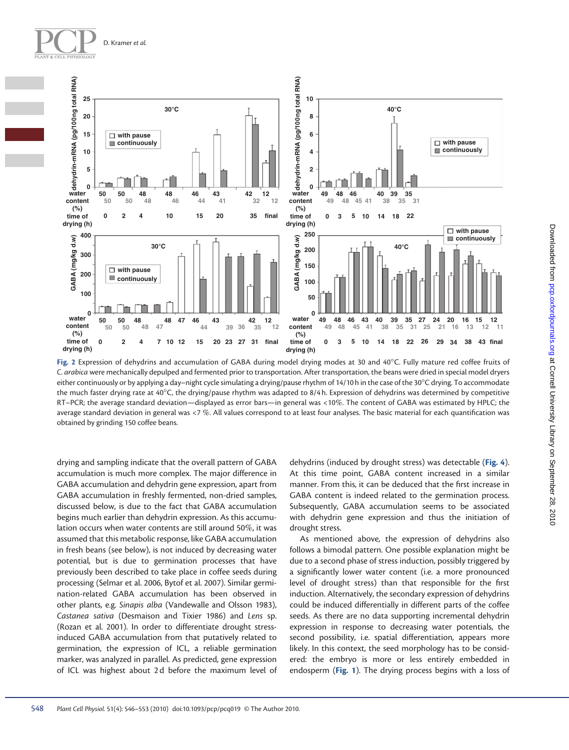Fig. 2 Expression of dehydrins and accumulation of GABA during model drying modes at 30 and 40°C. Fully mature red coffee fruits of *C. arabica* were mechanically depulped and fermented prior to transportation. After transportation, the beans were dried in special model dryers either continuously or by applying a day–night cycle simulating a drying/pause rhythm of 14/10 h in the case of the 30°C drying. To accommodate the much faster drying rate at 40°C, the drying/pause rhythm was adapted to 8/4 h. Expression of dehydrins was determined by competitive RT–PCR; the average standard deviation—displayed as error bars—in general was <10%. The content of GABA was estimated by HPLC; the average standard deviation in general was <7 %. All values correspond to at least four analyses. The basic material for each quantification was obtained by grinding 150 coffee beans.

drying and sampling indicate that the overall pattern of GABA accumulation is much more complex. The major difference in GABA accumulation and dehydrin gene expression, apart from GABA accumulation in freshly fermented, non-dried samples, discussed below, is due to the fact that GABA accumulation begins much earlier than dehydrin expression. As this accumulation occurs when water contents are still around 50%, it was assumed that this metabolic response, like GABA accumulation in fresh beans (see below), is not induced by decreasing water potential, but is due to germination processes that have previously been described to take place in coffee seeds during processing (Selmar et al. 2006, Bytof et al. 2007). Similar germination-related GABA accumulation has been observed in other plants, e.g. *Sinapis alba* (Vandewalle and Olsson 1983), *Castanea sativa* (Desmaison and Tixier 1986) and *Lens* sp. (Rozan et al. 2001). In order to differentiate drought stress-induced GABA accumulation from that putatively related to germination, the expression of ICL, a reliable germination marker, was analyzed in parallel. As predicted, gene expression of ICL was highest about 2 d before the maximum level of dehydrins (induced by drought stress) was detectable (**Fig. 4**). At this time point, GABA content increased in a similar manner. From this, it can be deduced that the first increase in GABA content is indeed related to the germination process. Subsequently, GABA accumulation seems to be associated with dehydrin gene expression and thus the initiation of drought stress.

As mentioned above, the expression of dehydrins also follows a bimodal pattern. One possible explanation might be due to a second phase of stress induction, possibly triggered by a significantly lower water content (i.e. a more pronounced level of drought stress) than that responsible for the first induction. Alternatively, the secondary expression of dehydrins could be induced differentially in different parts of the coffee seeds. As there are no data supporting incremental dehydrin expression in response to decreasing water potentials, the second possibility, i.e. spatial differentiation, appears more likely. In this context, the seed morphology has to be considered: the embryo is more or less entirely embedded in endosperm (**Fig. 1**). The drying process begins with a loss of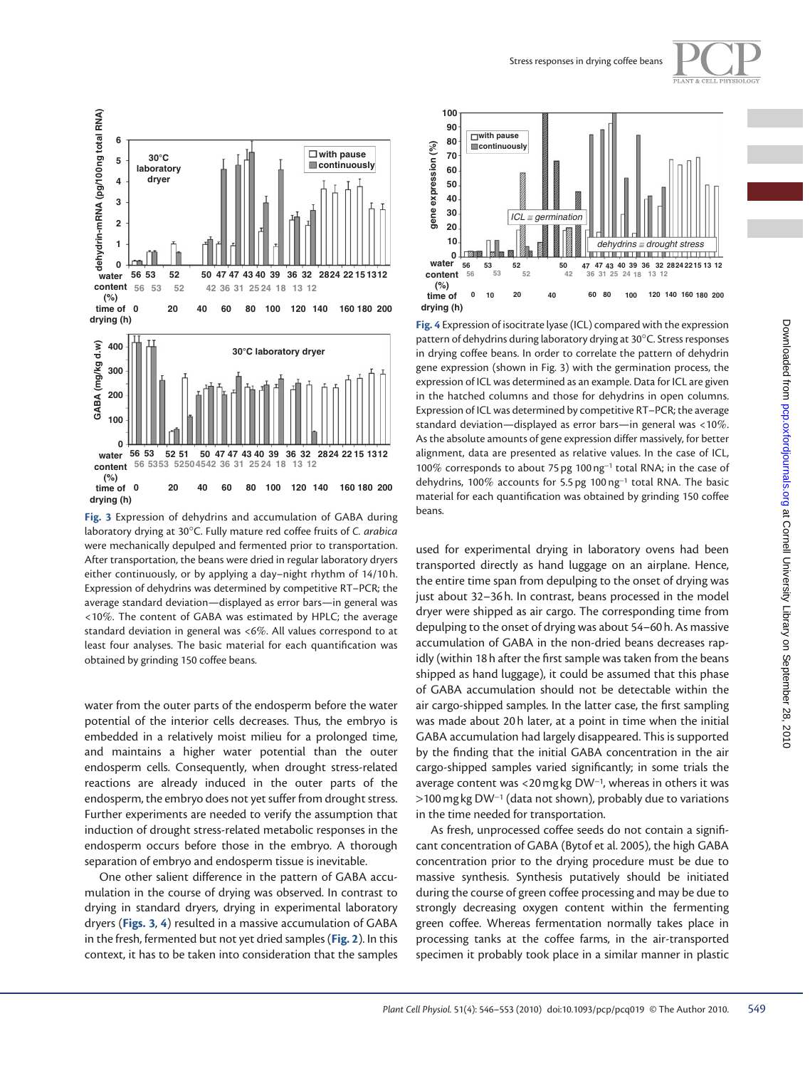Fig. 3 Expression of dehydrins and accumulation of GABA during laboratory drying at 30°C. Fully mature red coffee fruits of *C. arabica* were mechanically depulped and fermented prior to transportation. After transportation, the beans were dried in regular laboratory dryers either continuously, or by applying a day–night rhythm of 14/10 h. Expression of dehydrins was determined by competitive RT–PCR; the average standard deviation—displayed as error bars—in general was <10%. The content of GABA was estimated by HPLC; the average standard deviation in general was <6%. All values correspond to at least four analyses. The basic material for each quantification was obtained by grinding 150 coffee beans.

Fig. 4 Expression of isocitrate lyase (ICL) compared with the expression pattern of dehydrins during laboratory drying at 30°C. Stress responses in drying coffee beans. In order to correlate the pattern of dehydrin gene expression (shown in Fig. 3) with the germination process, the expression of ICL was determined as an example. Data for ICL are given in the hatched columns and those for dehydrins in open columns. Expression of ICL was determined by competitive RT–PCR; the average standard deviation—displayed as error bars—in general was <10%. As the absolute amounts of gene expression differ massively, for better alignment, data are presented as relative values. In the case of ICL, 100% corresponds to about 75 pg 100 ng$^{-1}$ total RNA; in the case of dehydrins, 100% accounts for 5.5 pg 100 ng$^{-1}$ total RNA. The basic material for each quantification was obtained by grinding 150 coffee beans.

water from the outer parts of the endosperm before the water potential of the interior cells decreases. Thus, the embryo is embedded in a relatively moist milieu for a prolonged time, and maintains a higher water potential than the outer endosperm cells. Consequently, when drought stress-related reactions are already induced in the outer parts of the endosperm, the embryo does not yet suffer from drought stress. Further experiments are needed to verify the assumption that induction of drought stress-related metabolic responses in the endosperm occurs before those in the embryo. A thorough separation of embryo and endosperm tissue is inevitable.

One other salient difference in the pattern of GABA accumulation in the course of drying was observed. In contrast to drying in standard dryers, drying in experimental laboratory dryers (**Figs. 3, 4**) resulted in a massive accumulation of GABA in the fresh, fermented but not yet dried samples (**Fig. 2**). In this context, it has to be taken into consideration that the samples used for experimental drying in laboratory ovens had been transported directly as hand luggage on an airplane. Hence, the entire time span from depulping to the onset of drying was just about 32–36 h. In contrast, beans processed in the model dryer were shipped as air cargo. The corresponding time from depulping to the onset of drying was about 54–60 h. As massive accumulation of GABA in the non-dried beans decreases rapidly (within 18 h after the first sample was taken from the beans shipped as hand luggage), it could be assumed that this phase of GABA accumulation should not be detectable within the air cargo-shipped samples. In the latter case, the first sampling was made about 20 h later, at a point in time when the initial GABA accumulation had largely disappeared. This is supported by the finding that the initial GABA concentration in the air cargo-shipped samples varied significantly; in some trials the average content was <20 mg kg DW$^{-1}$, whereas in others it was >100 mg kg DW$^{-1}$ (data not shown), probably due to variations in the time needed for transportation.

As fresh, unprocessed coffee seeds do not contain a significant concentration of GABA (Bytof et al. 2005), the high GABA concentration prior to the drying procedure must be due to massive synthesis. Synthesis putatively should be initiated during the course of green coffee processing and may be due to strongly decreasing oxygen content within the fermenting green coffee. Whereas fermentation normally takes place in processing tanks at the coffee farms, in the air-transported specimen it probably took place in a similar manner in plastic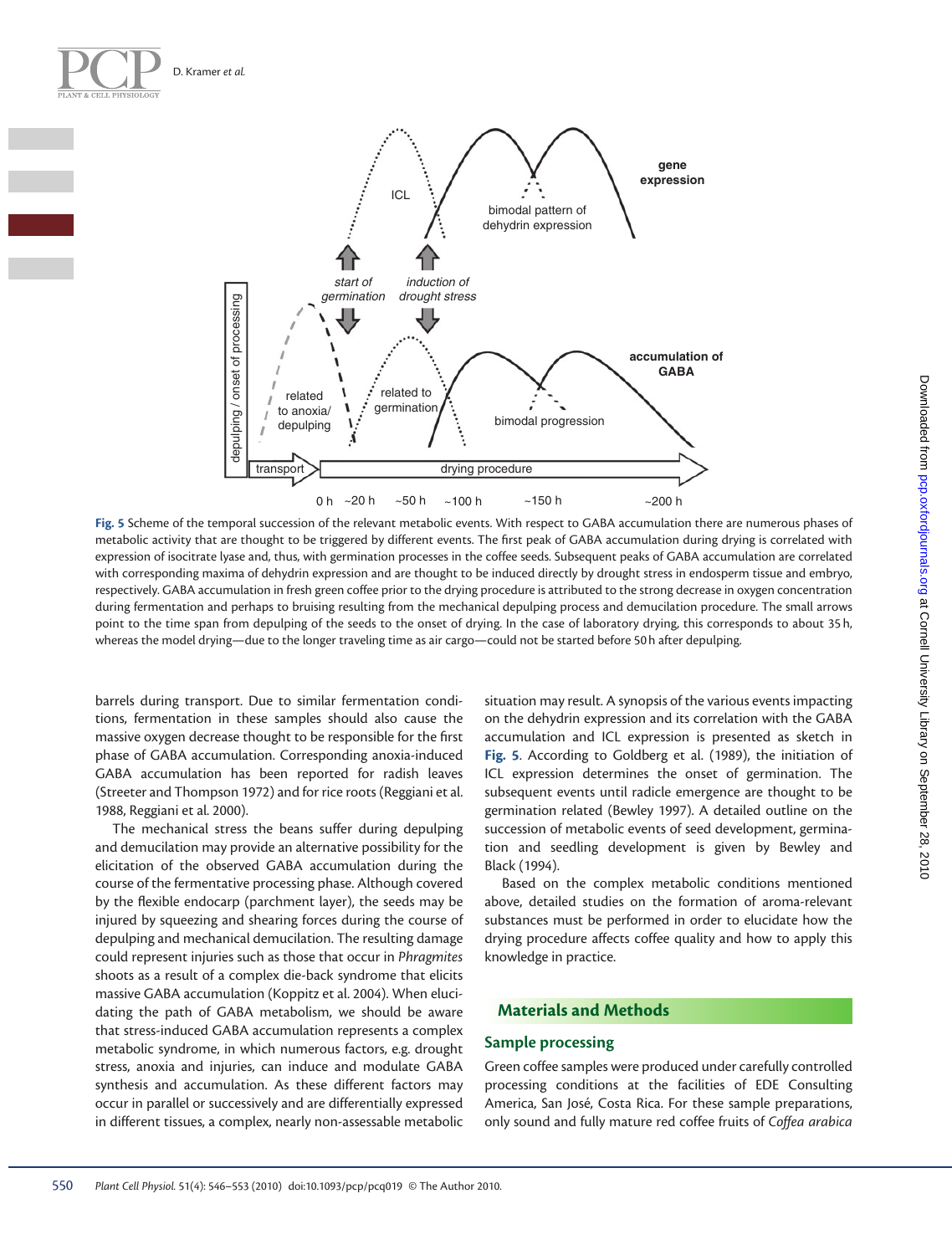Fig. 5 Scheme of the temporal succession of the relevant metabolic events. With respect to GABA accumulation there are numerous phases of metabolic activity that are thought to be triggered by different events. The first peak of GABA accumulation during drying is correlated with expression of isocitrate lyase and, thus, with germination processes in the coffee seeds. Subsequent peaks of GABA accumulation are correlated with corresponding maxima of dehydrin expression and are thought to be induced directly by drought stress in endosperm tissue and embryo, respectively. GABA accumulation in fresh green coffee prior to the drying procedure is attributed to the strong decrease in oxygen concentration during fermentation and perhaps to bruising resulting from the mechanical depulping process and demucilation procedure. The small arrows point to the time span from depulping of the seeds to the onset of drying. In the case of laboratory drying, this corresponds to about 35 h, whereas the model drying—due to the longer traveling time as air cargo—could not be started before 50 h after depulping.

barrels during transport. Due to similar fermentation conditions, fermentation in these samples should also cause the massive oxygen decrease thought to be responsible for the first phase of GABA accumulation. Corresponding anoxia-induced GABA accumulation has been reported for radish leaves (Streeter and Thompson 1972) and for rice roots (Reggiani et al. 1988, Reggiani et al. 2000).

The mechanical stress the beans suffer during depulping and demucilation may provide an alternative possibility for the elicitation of the observed GABA accumulation during the course of the fermentative processing phase. Although covered by the flexible endocarp (parchment layer), the seeds may be injured by squeezing and shearing forces during the course of depulping and mechanical demucilation. The resulting damage could represent injuries such as those that occur in *Phragmites* shoots as a result of a complex die-back syndrome that elicits massive GABA accumulation (Koppitz et al. 2004). When elucidating the path of GABA metabolism, we should be aware that stress-induced GABA accumulation represents a complex metabolic syndrome, in which numerous factors, e.g. drought stress, anoxia and injuries, can induce and modulate GABA synthesis and accumulation. As these different factors may occur in parallel or successively and are differentially expressed in different tissues, a complex, nearly non-assessable metabolic situation may result. A synopsis of the various events impacting on the dehydrin expression and its correlation with the GABA accumulation and ICL expression is presented as sketch in **Fig. 5**. According to Goldberg et al. (1989), the initiation of ICL expression determines the onset of germination. The subsequent events until radicle emergence are thought to be germination related (Bewley 1997). A detailed outline on the succession of metabolic events of seed development, germination and seedling development is given by Bewley and Black (1994).

Based on the complex metabolic conditions mentioned above, detailed studies on the formation of aroma-relevant substances must be performed in order to elucidate how the drying procedure affects coffee quality and how to apply this knowledge in practice.

## Materials and Methods

### Sample processing

Green coffee samples were produced under carefully controlled processing conditions at the facilities of EDE Consulting America, San José, Costa Rica. For these sample preparations, only sound and fully mature red coffee fruits of *Coffea arabica*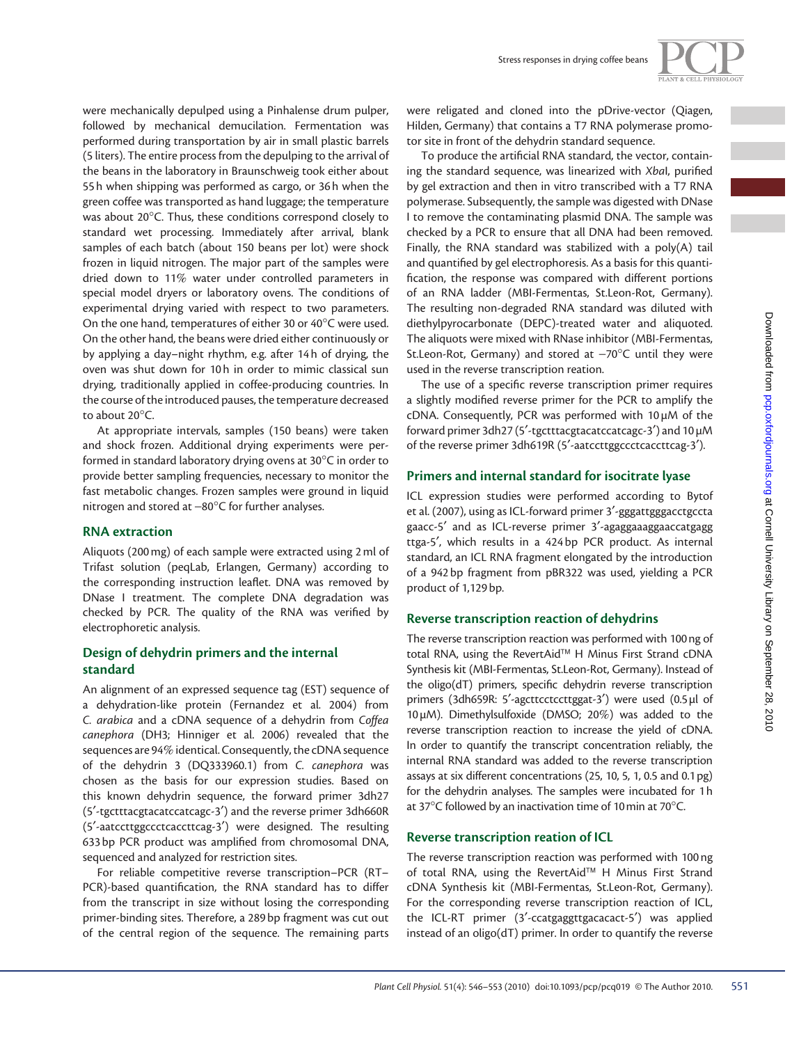were mechanically depulped using a Pinhalense drum pulper, followed by mechanical demucilation. Fermentation was performed during transportation by air in small plastic barrels (5 liters). The entire process from the depulping to the arrival of the beans in the laboratory in Braunschweig took either about 55 h when shipping was performed as cargo, or 36 h when the green coffee was transported as hand luggage; the temperature was about 20°C. Thus, these conditions correspond closely to standard wet processing. Immediately after arrival, blank samples of each batch (about 150 beans per lot) were shock frozen in liquid nitrogen. The major part of the samples were dried down to 11% water under controlled parameters in special model dryers or laboratory ovens. The conditions of experimental drying varied with respect to two parameters. On the one hand, temperatures of either 30 or 40°C were used. On the other hand, the beans were dried either continuously or by applying a day–night rhythm, e.g. after 14 h of drying, the oven was shut down for 10 h in order to mimic classical sun drying, traditionally applied in coffee-producing countries. In the course of the introduced pauses, the temperature decreased to about 20°C.

At appropriate intervals, samples (150 beans) were taken and shock frozen. Additional drying experiments were performed in standard laboratory drying ovens at 30°C in order to provide better sampling frequencies, necessary to monitor the fast metabolic changes. Frozen samples were ground in liquid nitrogen and stored at –80°C for further analyses.

## RNA extraction

Aliquots (200 mg) of each sample were extracted using 2 ml of Trifast solution (peqLab, Erlangen, Germany) according to the corresponding instruction leaflet. DNA was removed by DNase I treatment. The complete DNA degradation was checked by PCR. The quality of the RNA was verified by electrophoretic analysis.

## Design of dehydrin primers and the internal standard

An alignment of an expressed sequence tag (EST) sequence of a dehydration-like protein (Fernandez et al. 2004) from *C. arabica* and a cDNA sequence of a dehydrin from *Coffea canephora* (DH3; Hinniger et al. 2006) revealed that the sequences are 94% identical. Consequently, the cDNA sequence of the dehydrin 3 (DQ333960.1) from *C. canephora* was chosen as the basis for our expression studies. Based on this known dehydrin sequence, the forward primer 3dh27 (5′-tgctttacgtacatccatcagc-3′) and the reverse primer 3dh660R (5′-aatccttggccctcaccttcag-3′) were designed. The resulting 633 bp PCR product was amplified from chromosomal DNA, sequenced and analyzed for restriction sites.

For reliable competitive reverse transcription–PCR (RT–PCR)-based quantification, the RNA standard has to differ from the transcript in size without losing the corresponding primer-binding sites. Therefore, a 289 bp fragment was cut out of the central region of the sequence. The remaining parts were religated and cloned into the pDrive-vector (Qiagen, Hilden, Germany) that contains a T7 RNA polymerase promotor site in front of the dehydrin standard sequence.

To produce the artificial RNA standard, the vector, containing the standard sequence, was linearized with *Xba*I, purified by gel extraction and then in vitro transcribed with a T7 RNA polymerase. Subsequently, the sample was digested with DNase I to remove the contaminating plasmid DNA. The sample was checked by a PCR to ensure that all DNA had been removed. Finally, the RNA standard was stabilized with a poly(A) tail and quantified by gel electrophoresis. As a basis for this quantification, the response was compared with different portions of an RNA ladder (MBI-Fermentas, St.Leon-Rot, Germany). The resulting non-degraded RNA standard was diluted with diethylpyrocarbonate (DEPC)-treated water and aliquoted. The aliquots were mixed with RNase inhibitor (MBI-Fermentas, St.Leon-Rot, Germany) and stored at –70°C until they were used in the reverse transcription reation.

The use of a specific reverse transcription primer requires a slightly modified reverse primer for the PCR to amplify the cDNA. Consequently, PCR was performed with 10 μM of the forward primer 3dh27 (5′-tgctttacgtacatccatcagc-3′) and 10 μM of the reverse primer 3dh619R (5′-aatccttggccctcaccttcag-3′).

## Primers and internal standard for isocitrate lyase

ICL expression studies were performed according to Bytof et al. (2007), using as ICL-forward primer 3′-gggattgggacctgccta gaacc-5′ and as ICL-reverse primer 3′-agaggaaaggaaccatgagg ttga-5′, which results in a 424 bp PCR product. As internal standard, an ICL RNA fragment elongated by the introduction of a 942 bp fragment from pBR322 was used, yielding a PCR product of 1,129 bp.

## Reverse transcription reaction of dehydrins

The reverse transcription reaction was performed with 100 ng of total RNA, using the RevertAid™ H Minus First Strand cDNA Synthesis kit (MBI-Fermentas, St.Leon-Rot, Germany). Instead of the oligo(dT) primers, specific dehydrin reverse transcription primers (3dh659R: 5′-agcttcctccttggat-3′) were used (0.5 μl of 10 μM). Dimethylsulfoxide (DMSO; 20%) was added to the reverse transcription reaction to increase the yield of cDNA. In order to quantify the transcript concentration reliably, the internal RNA standard was added to the reverse transcription assays at six different concentrations (25, 10, 5, 1, 0.5 and 0.1 pg) for the dehydrin analyses. The samples were incubated for 1 h at 37°C followed by an inactivation time of 10 min at 70°C.

## Reverse transcription reation of ICL

The reverse transcription reaction was performed with 100 ng of total RNA, using the RevertAid™ H Minus First Strand cDNA Synthesis kit (MBI-Fermentas, St.Leon-Rot, Germany). For the corresponding reverse transcription reaction of ICL, the ICL-RT primer (3′-ccatgaggttgacacact-5′) was applied instead of an oligo(dT) primer. In order to quantify the reverse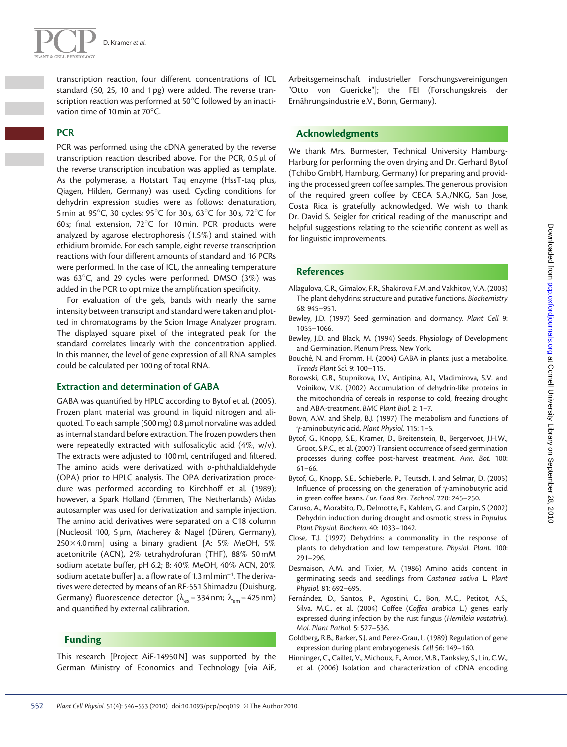transcription reaction, four different concentrations of ICL standard (50, 25, 10 and 1 pg) were added. The reverse transcription reaction was performed at 50°C followed by an inactivation time of 10 min at 70°C.

### PCR

PCR was performed using the cDNA generated by the reverse transcription reaction described above. For the PCR, 0.5 µl of the reverse transcription incubation was applied as template. As the polymerase, a Hotstart Taq enzyme (HssT-taq plus, Qiagen, Hilden, Germany) was used. Cycling conditions for dehydrin expression studies were as follows: denaturation, 5 min at 95°C, 30 cycles; 95°C for 30 s, 63°C for 30 s, 72°C for 60 s; final extension, 72°C for 10 min. PCR products were analyzed by agarose electrophoresis (1.5%) and stained with ethidium bromide. For each sample, eight reverse transcription reactions with four different amounts of standard and 16 PCRs were performed. In the case of ICL, the annealing temperature was 63°C, and 29 cycles were performed. DMSO (3%) was added in the PCR to optimize the amplification specificity.

For evaluation of the gels, bands with nearly the same intensity between transcript and standard were taken and plotted in chromatograms by the Scion Image Analyzer program. The displayed square pixel of the integrated peak for the standard correlates linearly with the concentration applied. In this manner, the level of gene expression of all RNA samples could be calculated per 100 ng of total RNA.

### Extraction and determination of GABA

GABA was quantified by HPLC according to Bytof et al. (2005). Frozen plant material was ground in liquid nitrogen and aliquoted. To each sample (500 mg) 0.8 µmol norvaline was added as internal standard before extraction. The frozen powders then were repeatedly extracted with sulfosalicylic acid (4%, w/v). The extracts were adjusted to 100 ml, centrifuged and filtered. The amino acids were derivatized with *o*-phthaldialdehyde (OPA) prior to HPLC analysis. The OPA derivatization procedure was performed according to Kirchhoff et al. (1989); however, a Spark Holland (Emmen, The Netherlands) Midas autosampler was used for derivatization and sample injection. The amino acid derivatives were separated on a C18 column [Nucleosil 100, 5 µm, Macherey & Nagel (Düren, Germany), 250×4.0 mm] using a binary gradient [A: 5% MeOH, 5% acetonitrile (ACN), 2% tetrahydrofuran (THF), 88% 50 mM sodium acetate buffer, pH 6.2; B: 40% MeOH, 40% ACN, 20% sodium acetate buffer] at a flow rate of 1.3 ml min$^{-1}$. The derivatives were detected by means of an RF-551 Shimadzu (Duisburg, Germany) fluorescence detector ($\lambda_{ex}$ = 334 nm; $\lambda_{em}$ = 425 nm) and quantified by external calibration.

## Funding

This research [Project AiF-14950 N] was supported by the German Ministry of Economics and Technology [via AiF, Arbeitsgemeinschaft industrieller Forschungsvereinigungen "Otto von Guericke"]; the FEI (Forschungskreis der Ernährungsindustrie e.V., Bonn, Germany).

## Acknowledgments

We thank Mrs. Burmester, Technical University Hamburg-Harburg for performing the oven drying and Dr. Gerhard Bytof (Tchibo GmbH, Hamburg, Germany) for preparing and providing the processed green coffee samples. The generous provision of the required green coffee by CECA S.A./NKG, San Jose, Costa Rica is gratefully acknowledged. We wish to thank Dr. David S. Seigler for critical reading of the manuscript and helpful suggestions relating to the scientific content as well as for linguistic improvements.

## References

Allagulova, C.R., Gimalov, F.R., Shakirova F.M. and Vakhitov, V.A. (2003) The plant dehydrins: structure and putative functions. *Biochemistry* 68: 945–951.

Bewley, J.D. (1997) Seed germination and dormancy. *Plant Cell* 9: 1055–1066.

Bewley, J.D. and Black, M. (1994) Seeds. Physiology of Development and Germination. Plenum Press, New York.

Bouché, N. and Fromm, H. (2004) GABA in plants: just a metabolite. *Trends Plant Sci.* 9: 100–115.

Borowski, G.B., Stupnikova, I.V., Antipina, A.I., Vladimirova, S.V. and Voinikov, V.K. (2002) Accumulation of dehydrin-like proteins in the mitochondria of cereals in response to cold, freezing drought and ABA-treatment. *BMC Plant Biol.* 2: 1–7.

Bown, A.W. and Shelp, B.J. (1997) The metabolism and functions of γ-aminobutyric acid. *Plant Physiol.* 115: 1–5.

Bytof, G., Knopp, S.E., Kramer, D., Breitenstein, B., Bergervoet, J.H.W., Groot, S.P.C., et al. (2007) Transient occurrence of seed germination processes during coffee post-harvest treatment. *Ann. Bot.* 100: 61–66.

Bytof, G., Knopp, S.E., Schieberle, P., Teutsch, I. and Selmar, D. (2005) Influence of processing on the generation of γ-aminobutyric acid in green coffee beans. *Eur. Food Res. Technol.* 220: 245–250.

Caruso, A., Morabito, D., Delmotte, F., Kahlem, G. and Carpin, S (2002) Dehydrin induction during drought and osmotic stress in *Populus*. *Plant Physiol. Biochem.* 40: 1033–1042.

Close, T.J. (1997) Dehydrins: a commonality in the response of plants to dehydration and low temperature. *Physiol. Plant.* 100: 291–296.

Desmaison, A.M. and Tixier, M. (1986) Amino acids content in germinating seeds and seedlings from *Castanea sativa* L. *Plant Physiol.* 81: 692–695.

Fernández, D., Santos, P., Agostini, C., Bon, M.C., Petitot, A.S., Silva, M.C., et al. (2004) Coffee (*Coffea arabica* L.) genes early expressed during infection by the rust fungus (*Hemileia vastatrix*). *Mol. Plant Pathol.* 5: 527–536.

Goldberg, R.B., Barker, S.J. and Perez-Grau, L. (1989) Regulation of gene expression during plant embryogenesis. *Cell* 56: 149–160.

Hinninger, C., Caillet, V., Michoux, F., Amor, M.B., Tanksley, S., Lin, C.W., et al. (2006) Isolation and characterization of cDNA encoding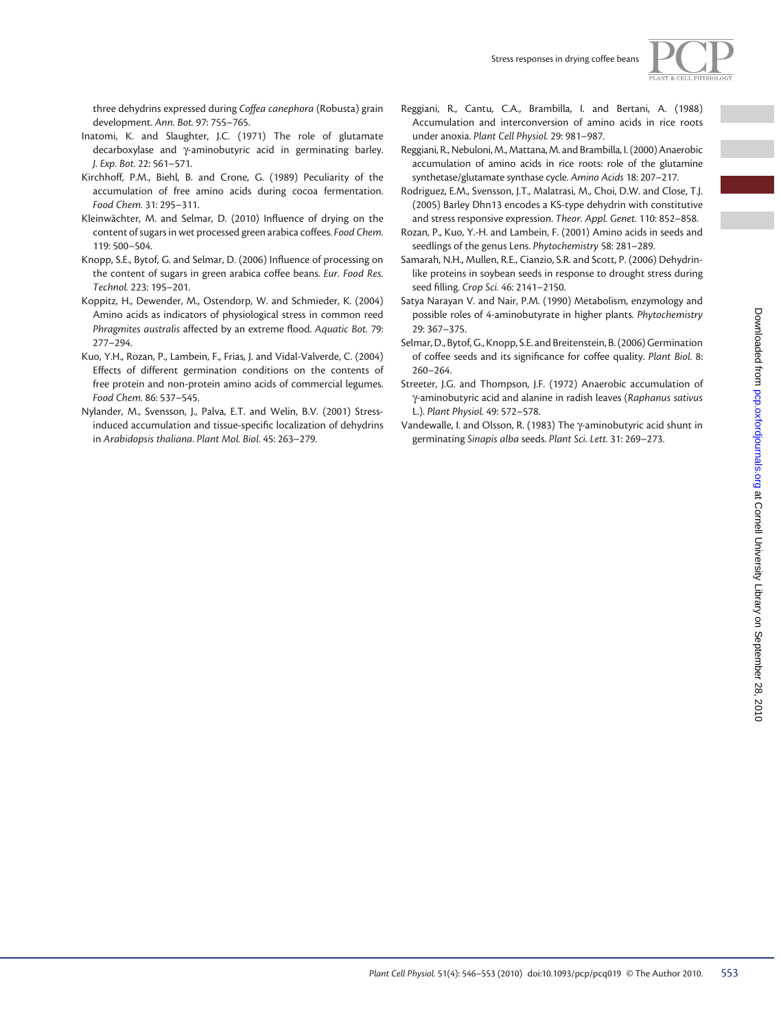three dehydrins expressed during *Coffea canephora* (Robusta) grain development. *Ann. Bot.* 97: 755–765.

Inatomi, K. and Slaughter, J.C. (1971) The role of glutamate decarboxylase and γ-aminobutyric acid in germinating barley. *J. Exp. Bot.* 22: 561–571.

Kirchhoff, P.M., Biehl, B. and Crone, G. (1989) Peculiarity of the accumulation of free amino acids during cocoa fermentation. *Food Chem.* 31: 295–311.

Kleinwächter, M. and Selmar, D. (2010) Influence of drying on the content of sugars in wet processed green arabica coffees. *Food Chem.* 119: 500–504.

Knopp, S.E., Bytof, G. and Selmar, D. (2006) Influence of processing on the content of sugars in green arabica coffee beans. *Eur. Food Res. Technol.* 223: 195–201.

Koppitz, H., Dewender, M., Ostendorp, W. and Schmieder, K. (2004) Amino acids as indicators of physiological stress in common reed *Phragmites australis* affected by an extreme flood. *Aquatic Bot.* 79: 277–294.

Kuo, Y.H., Rozan, P., Lambein, F., Frias, J. and Vidal-Valverde, C. (2004) Effects of different germination conditions on the contents of free protein and non-protein amino acids of commercial legumes. *Food Chem.* 86: 537–545.

Nylander, M., Svensson, J., Palva, E.T. and Welin, B.V. (2001) Stress-induced accumulation and tissue-specific localization of dehydrins in *Arabidopsis thaliana*. *Plant Mol. Biol.* 45: 263–279.

Reggiani, R., Cantu, C.A., Brambilla, I. and Bertani, A. (1988) Accumulation and interconversion of amino acids in rice roots under anoxia. *Plant Cell Physiol.* 29: 981–987.

Reggiani, R., Nebuloni, M., Mattana, M. and Brambilla, I. (2000) Anaerobic accumulation of amino acids in rice roots: role of the glutamine synthetase/glutamate synthase cycle. *Amino Acids* 18: 207–217.

Rodriguez, E.M., Svensson, J.T., Malatrasi, M., Choi, D.W. and Close, T.J. (2005) Barley Dhn13 encodes a KS-type dehydrin with constitutive and stress responsive expression. *Theor. Appl. Genet.* 110: 852–858.

Rozan, P., Kuo, Y.-H. and Lambein, F. (2001) Amino acids in seeds and seedlings of the genus Lens. *Phytochemistry* 58: 281–289.

Samarah, N.H., Mullen, R.E., Cianzio, S.R. and Scott, P. (2006) Dehydrin-like proteins in soybean seeds in response to drought stress during seed filling. *Crop Sci.* 46: 2141–2150.

Satya Narayan V. and Nair, P.M. (1990) Metabolism, enzymology and possible roles of 4-aminobutyrate in higher plants. *Phytochemistry* 29: 367–375.

Selmar, D., Bytof, G., Knopp, S.E. and Breitenstein, B. (2006) Germination of coffee seeds and its significance for coffee quality. *Plant Biol.* 8: 260–264.

Streeter, J.G. and Thompson, J.F. (1972) Anaerobic accumulation of γ-aminobutyric acid and alanine in radish leaves (*Raphanus sativus* L.). *Plant Physiol.* 49: 572–578.

Vandewalle, I. and Olsson, R. (1983) The γ-aminobutyric acid shunt in germinating *Sinapis alba* seeds. *Plant Sci. Lett.* 31: 269–273.